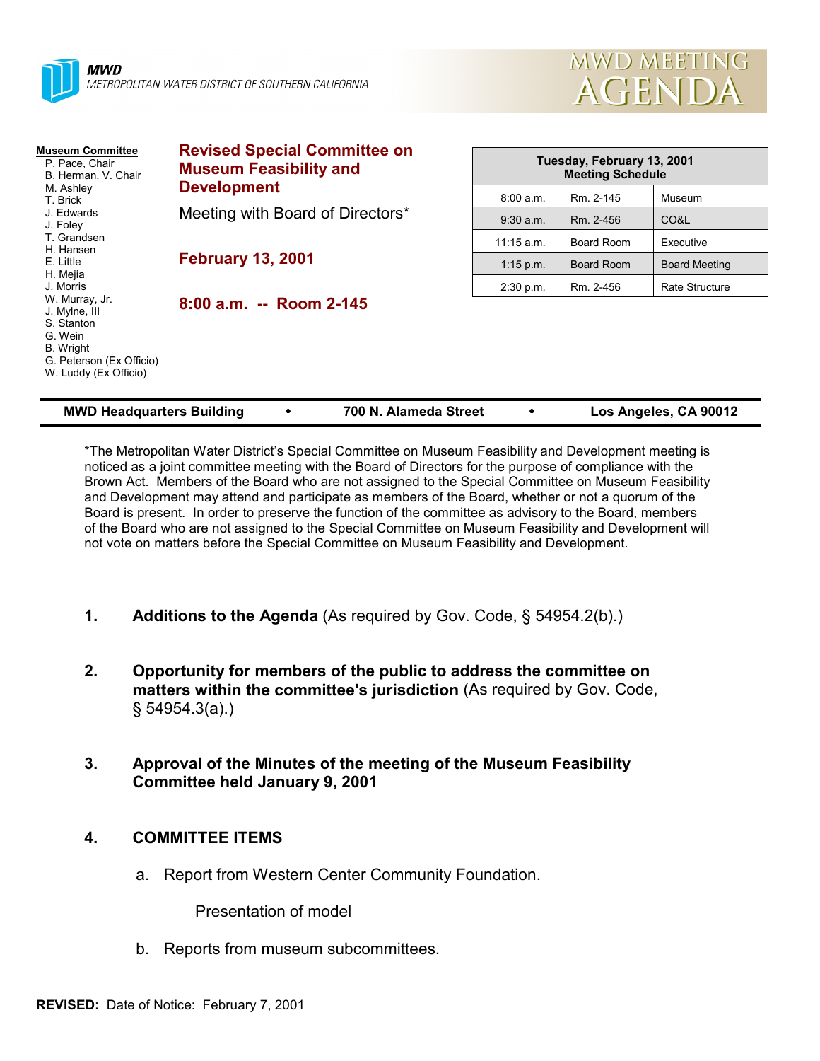**MWD**
*METROPOLITAN WATER DISTRICT OF SOUTHERN CALIFORNIA*

# MWD MEETING AGENDA

**Museum Committee**
- P. Pace, Chair
- B. Herman, V. Chair
- M. Ashley
- T. Brick
- J. Edwards
- J. Foley
- T. Grandsen
- H. Hansen
- E. Little
- H. Mejia
- J. Morris
- W. Murray, Jr.
- J. Mylne, III
- S. Stanton
- G. Wein
- B. Wright
- G. Peterson (Ex Officio)
- W. Luddy (Ex Officio)

## Revised Special Committee on Museum Feasibility and Development

Meeting with Board of Directors*

**February 13, 2001**

**8:00 a.m. -- Room 2-145**

| Tuesday, February 13, 2001 Meeting Schedule | | |
|---|---|---|
| 8:00 a.m. | Rm. 2-145 | Museum |
| 9:30 a.m. | Rm. 2-456 | CO&L |
| 11:15 a.m. | Board Room | Executive |
| 1:15 p.m. | Board Room | Board Meeting |
| 2:30 p.m. | Rm. 2-456 | Rate Structure |

**MWD Headquarters Building • 700 N. Alameda Street • Los Angeles, CA 90012**

*The Metropolitan Water District's Special Committee on Museum Feasibility and Development meeting is noticed as a joint committee meeting with the Board of Directors for the purpose of compliance with the Brown Act. Members of the Board who are not assigned to the Special Committee on Museum Feasibility and Development may attend and participate as members of the Board, whether or not a quorum of the Board is present. In order to preserve the function of the committee as advisory to the Board, members of the Board who are not assigned to the Special Committee on Museum Feasibility and Development will not vote on matters before the Special Committee on Museum Feasibility and Development.

1. **Additions to the Agenda** (As required by Gov. Code, § 54954.2(b).)

2. **Opportunity for members of the public to address the committee on matters within the committee's jurisdiction** (As required by Gov. Code, § 54954.3(a).)

3. **Approval of the Minutes of the meeting of the Museum Feasibility Committee held January 9, 2001**

4. **COMMITTEE ITEMS**

   a. Report from Western Center Community Foundation.

      Presentation of model

   b. Reports from museum subcommittees.

**REVISED:** Date of Notice: February 7, 2001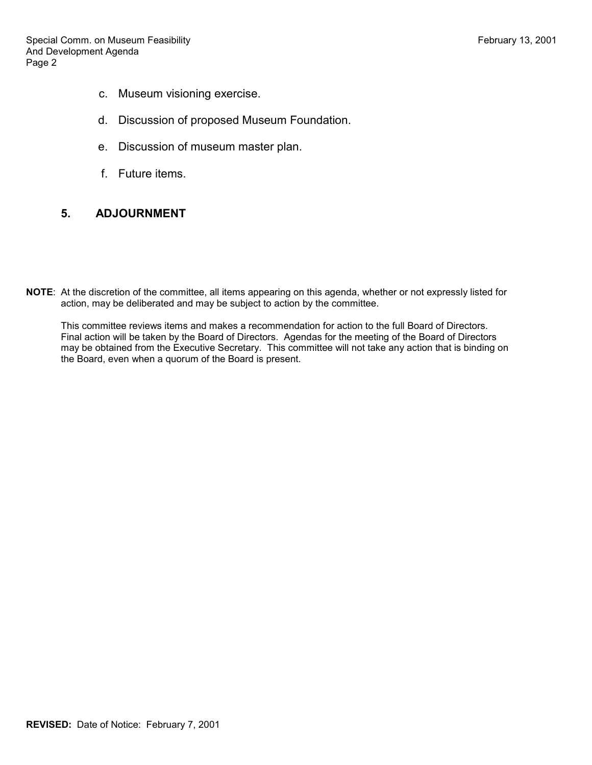c. Museum visioning exercise.

d. Discussion of proposed Museum Foundation.

e. Discussion of museum master plan.

f. Future items.

## 5. ADJOURNMENT

**NOTE**: At the discretion of the committee, all items appearing on this agenda, whether or not expressly listed for action, may be deliberated and may be subject to action by the committee.

This committee reviews items and makes a recommendation for action to the full Board of Directors. Final action will be taken by the Board of Directors. Agendas for the meeting of the Board of Directors may be obtained from the Executive Secretary. This committee will not take any action that is binding on the Board, even when a quorum of the Board is present.

**REVISED:** Date of Notice: February 7, 2001